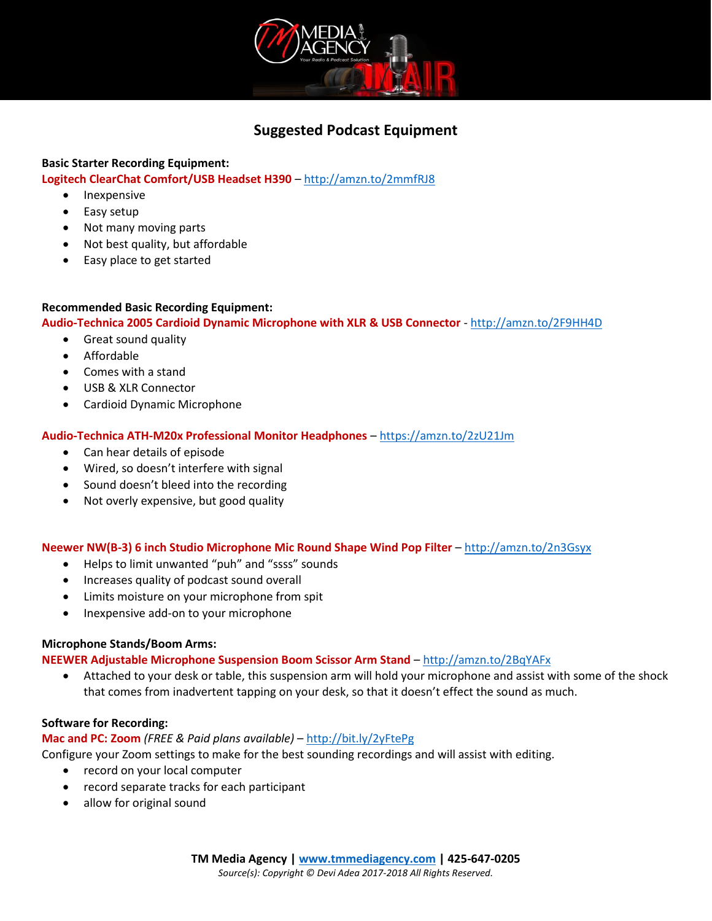# Suggested Podcast Equipment

**Basic Starter Recording Equipment:**

**Logitech ClearChat Comfort/USB Headset H390** – http://amzn.to/2mmfRJ8

- Inexpensive
- Easy setup
- Not many moving parts
- Not best quality, but affordable
- Easy place to get started

**Recommended Basic Recording Equipment:**

**Audio-Technica 2005 Cardioid Dynamic Microphone with XLR & USB Connector** - http://amzn.to/2F9HH4D

- Great sound quality
- Affordable
- Comes with a stand
- USB & XLR Connector
- Cardioid Dynamic Microphone

**Audio-Technica ATH-M20x Professional Monitor Headphones** – https://amzn.to/2zU21Jm

- Can hear details of episode
- Wired, so doesn't interfere with signal
- Sound doesn't bleed into the recording
- Not overly expensive, but good quality

**Neewer NW(B-3) 6 inch Studio Microphone Mic Round Shape Wind Pop Filter** – http://amzn.to/2n3Gsyx

- Helps to limit unwanted "puh" and "ssss" sounds
- Increases quality of podcast sound overall
- Limits moisture on your microphone from spit
- Inexpensive add-on to your microphone

**Microphone Stands/Boom Arms:**

**NEEWER Adjustable Microphone Suspension Boom Scissor Arm Stand** – http://amzn.to/2BqYAFx

- Attached to your desk or table, this suspension arm will hold your microphone and assist with some of the shock that comes from inadvertent tapping on your desk, so that it doesn't effect the sound as much.

**Software for Recording:**

**Mac and PC: Zoom** *(FREE & Paid plans available)* – http://bit.ly/2yFtePg

Configure your Zoom settings to make for the best sounding recordings and will assist with editing.

- record on your local computer
- record separate tracks for each participant
- allow for original sound

**TM Media Agency | www.tmmediagency.com | 425-647-0205**

*Source(s): Copyright © Devi Adea 2017-2018 All Rights Reserved.*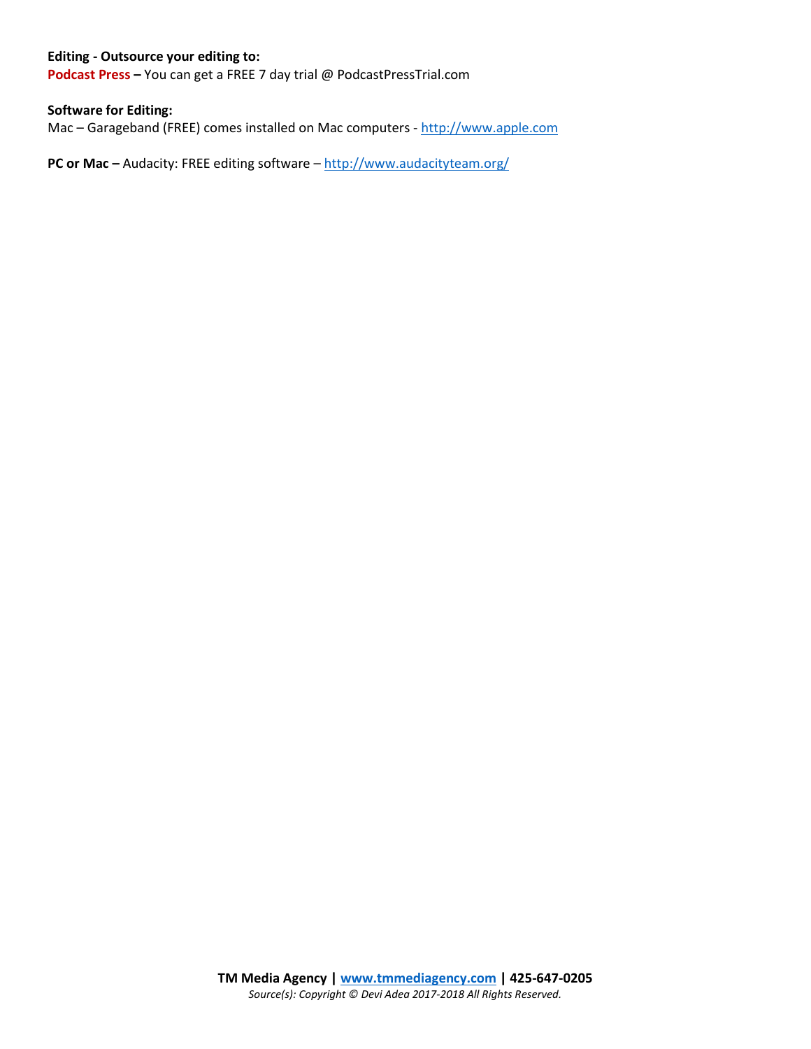**Editing - Outsource your editing to:**
**Podcast Press –** You can get a FREE 7 day trial @ PodcastPressTrial.com

**Software for Editing:**
Mac – Garageband (FREE) comes installed on Mac computers - http://www.apple.com

**PC or Mac –** Audacity: FREE editing software – http://www.audacityteam.org/

**TM Media Agency | www.tmmediagency.com | 425-647-0205**
*Source(s): Copyright © Devi Adea 2017-2018 All Rights Reserved.*